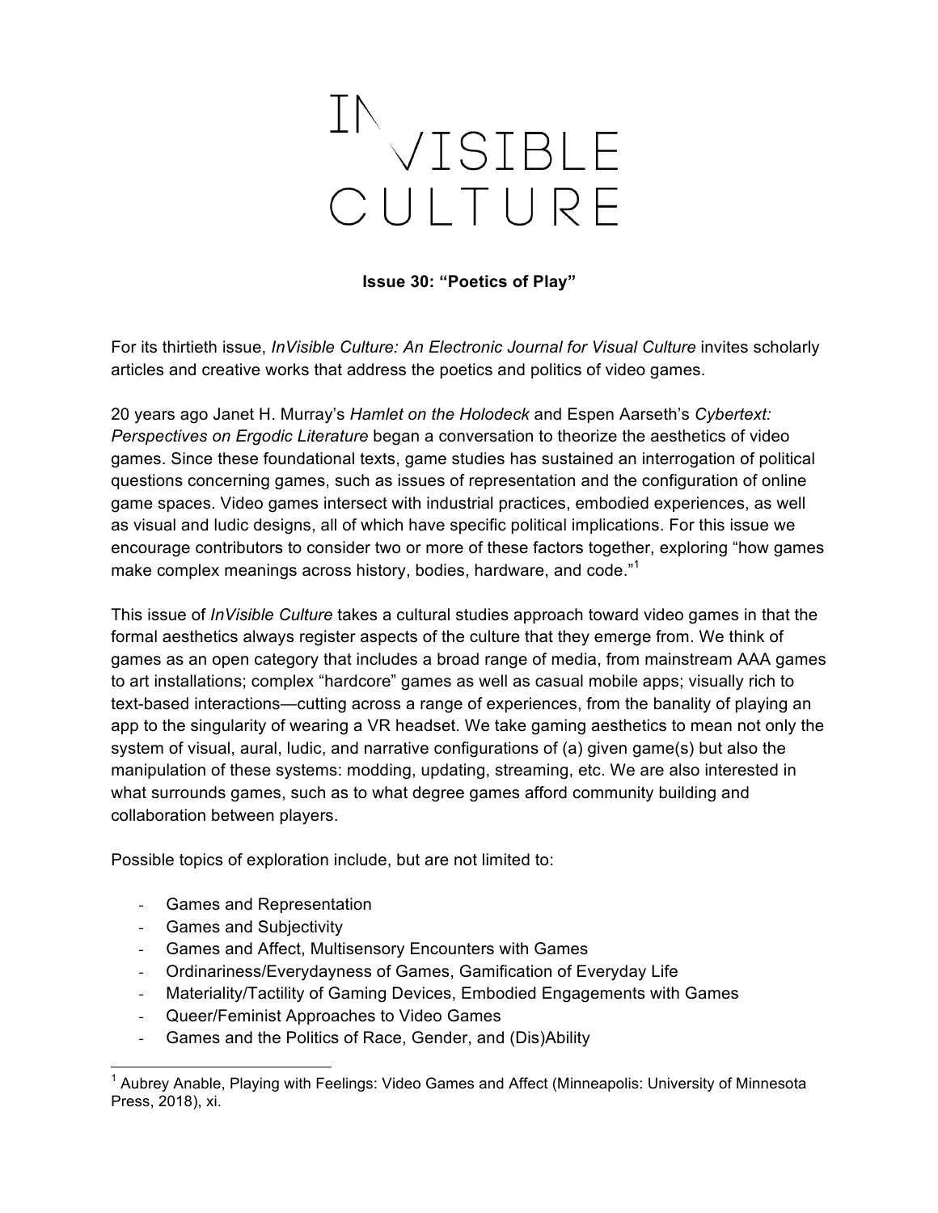# InVisible Culture

**Issue 30: "Poetics of Play"**

For its thirtieth issue, *InVisible Culture: An Electronic Journal for Visual Culture* invites scholarly articles and creative works that address the poetics and politics of video games.

20 years ago Janet H. Murray's *Hamlet on the Holodeck* and Espen Aarseth's *Cybertext: Perspectives on Ergodic Literature* began a conversation to theorize the aesthetics of video games. Since these foundational texts, game studies has sustained an interrogation of political questions concerning games, such as issues of representation and the configuration of online game spaces. Video games intersect with industrial practices, embodied experiences, as well as visual and ludic designs, all of which have specific political implications. For this issue we encourage contributors to consider two or more of these factors together, exploring "how games make complex meanings across history, bodies, hardware, and code."[1]

This issue of *InVisible Culture* takes a cultural studies approach toward video games in that the formal aesthetics always register aspects of the culture that they emerge from. We think of games as an open category that includes a broad range of media, from mainstream AAA games to art installations; complex "hardcore" games as well as casual mobile apps; visually rich to text-based interactions—cutting across a range of experiences, from the banality of playing an app to the singularity of wearing a VR headset. We take gaming aesthetics to mean not only the system of visual, aural, ludic, and narrative configurations of (a) given game(s) but also the manipulation of these systems: modding, updating, streaming, etc. We are also interested in what surrounds games, such as to what degree games afford community building and collaboration between players.

Possible topics of exploration include, but are not limited to:

- Games and Representation
- Games and Subjectivity
- Games and Affect, Multisensory Encounters with Games
- Ordinariness/Everydayness of Games, Gamification of Everyday Life
- Materiality/Tactility of Gaming Devices, Embodied Engagements with Games
- Queer/Feminist Approaches to Video Games
- Games and the Politics of Race, Gender, and (Dis)Ability

[1] Aubrey Anable, Playing with Feelings: Video Games and Affect (Minneapolis: University of Minnesota Press, 2018), xi.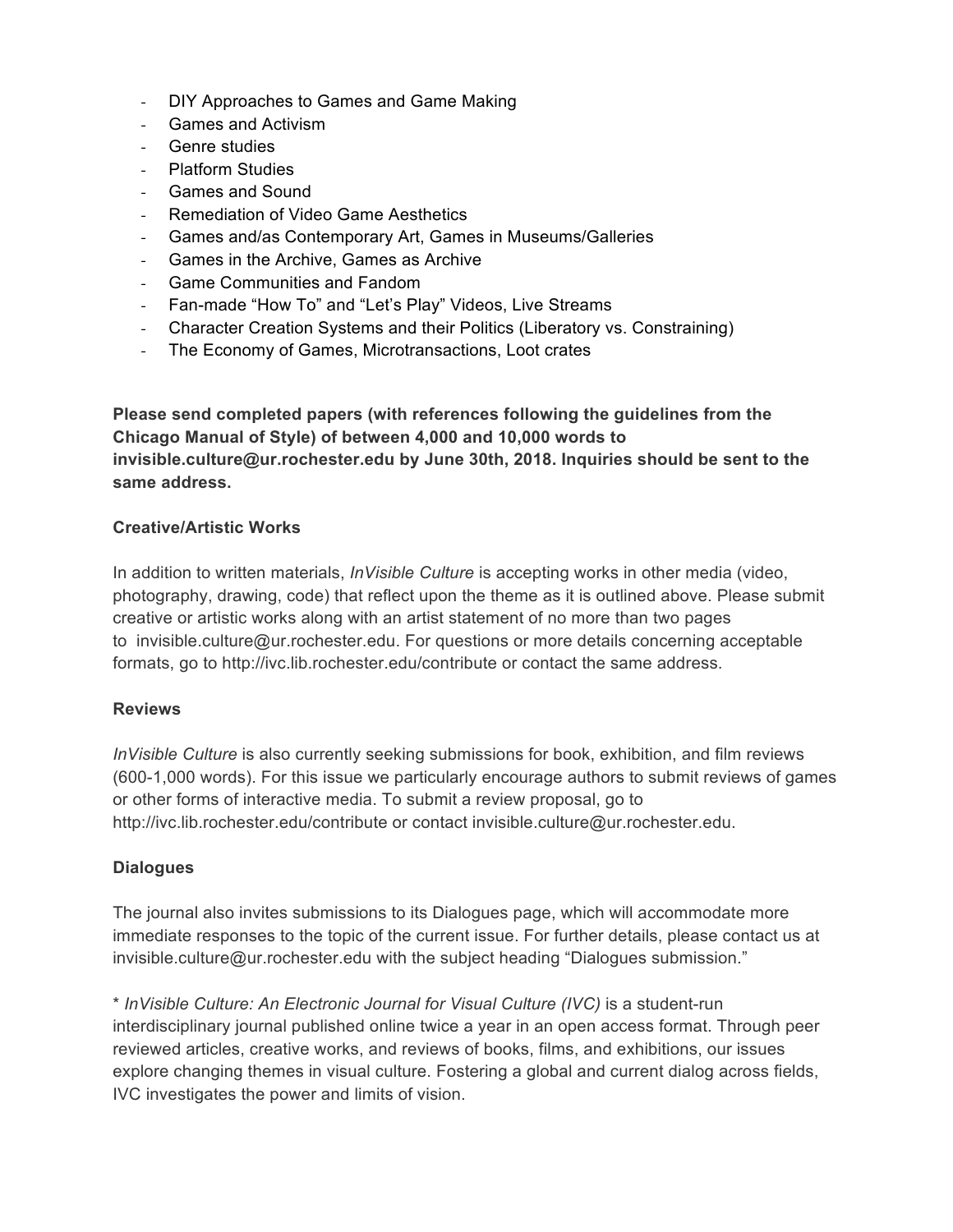- DIY Approaches to Games and Game Making
- Games and Activism
- Genre studies
- Platform Studies
- Games and Sound
- Remediation of Video Game Aesthetics
- Games and/as Contemporary Art, Games in Museums/Galleries
- Games in the Archive, Games as Archive
- Game Communities and Fandom
- Fan-made “How To” and “Let’s Play” Videos, Live Streams
- Character Creation Systems and their Politics (Liberatory vs. Constraining)
- The Economy of Games, Microtransactions, Loot crates

**Please send completed papers (with references following the guidelines from the Chicago Manual of Style) of between 4,000 and 10,000 words to invisible.culture@ur.rochester.edu by June 30th, 2018. Inquiries should be sent to the same address.**

**Creative/Artistic Works**

In addition to written materials, *InVisible Culture* is accepting works in other media (video, photography, drawing, code) that reflect upon the theme as it is outlined above. Please submit creative or artistic works along with an artist statement of no more than two pages to invisible.culture@ur.rochester.edu. For questions or more details concerning acceptable formats, go to http://ivc.lib.rochester.edu/contribute or contact the same address.

**Reviews**

*InVisible Culture* is also currently seeking submissions for book, exhibition, and film reviews (600-1,000 words). For this issue we particularly encourage authors to submit reviews of games or other forms of interactive media. To submit a review proposal, go to http://ivc.lib.rochester.edu/contribute or contact invisible.culture@ur.rochester.edu.

**Dialogues**

The journal also invites submissions to its Dialogues page, which will accommodate more immediate responses to the topic of the current issue. For further details, please contact us at invisible.culture@ur.rochester.edu with the subject heading “Dialogues submission.”

* *InVisible Culture: An Electronic Journal for Visual Culture (IVC)* is a student-run interdisciplinary journal published online twice a year in an open access format. Through peer reviewed articles, creative works, and reviews of books, films, and exhibitions, our issues explore changing themes in visual culture. Fostering a global and current dialog across fields, IVC investigates the power and limits of vision.